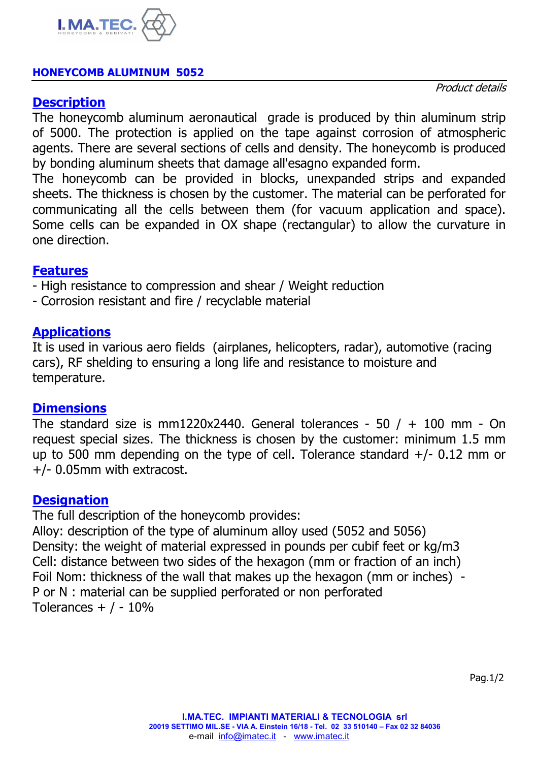**I.MA.TEC.** HONEYCOMB & DERIVATI

## HONEYCOMB ALUMINUM 5052

*Product details*

### Description

The honeycomb aluminum aeronautical grade is produced by thin aluminum strip of 5000. The protection is applied on the tape against corrosion of atmospheric agents. There are several sections of cells and density. The honeycomb is produced by bonding aluminum sheets that damage all'esagno expanded form.

The honeycomb can be provided in blocks, unexpanded strips and expanded sheets. The thickness is chosen by the customer. The material can be perforated for communicating all the cells between them (for vacuum application and space). Some cells can be expanded in OX shape (rectangular) to allow the curvature in one direction.

### Features

- High resistance to compression and shear / Weight reduction
- Corrosion resistant and fire / recyclable material

### Applications

It is used in various aero fields (airplanes, helicopters, radar), automotive (racing cars), RF shelding to ensuring a long life and resistance to moisture and temperature.

### Dimensions

The standard size is mm1220x2440. General tolerances - 50 / + 100 mm - On request special sizes. The thickness is chosen by the customer: minimum 1.5 mm up to 500 mm depending on the type of cell. Tolerance standard +/- 0.12 mm or +/- 0.05mm with extracost.

### Designation

The full description of the honeycomb provides:
Alloy: description of the type of aluminum alloy used (5052 and 5056)
Density: the weight of material expressed in pounds per cubif feet or kg/m3
Cell: distance between two sides of the hexagon (mm or fraction of an inch)
Foil Nom: thickness of the wall that makes up the hexagon (mm or inches) -
P or N : material can be supplied perforated or non perforated
Tolerances + / - 10%

**I.MA.TEC. IMPIANTI MATERIALI & TECNOLOGIA srl**
**20019 SETTIMO MIL.SE - VIA A. Einstein 16/18 - Tel. 02 33 510140 – Fax 02 32 84036**
e-mail info@imatec.it - www.imatec.it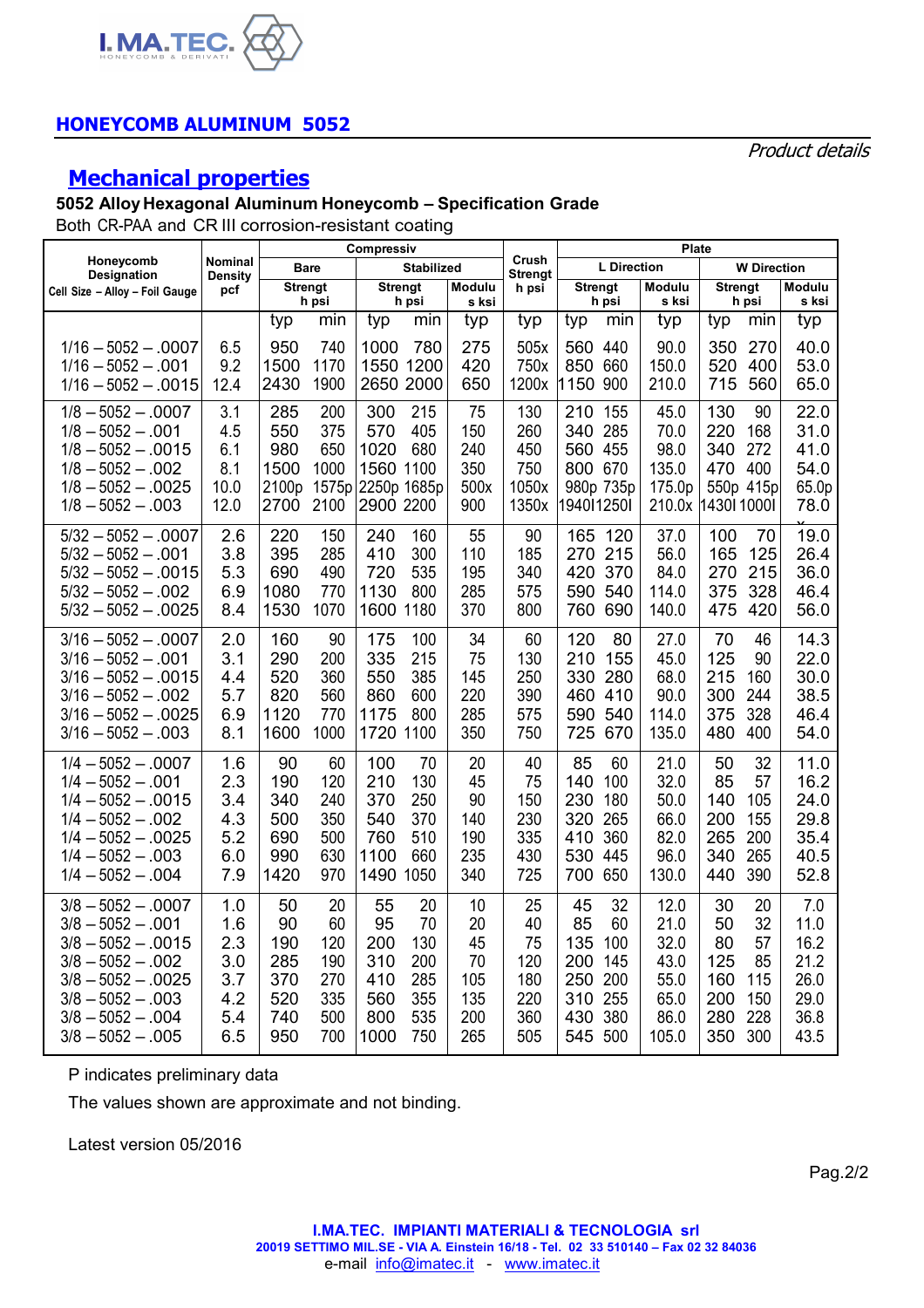## HONEYCOMB ALUMINUM 5052

*Product details*

# Mechanical properties

**5052 Alloy Hexagonal Aluminum Honeycomb – Specification Grade**

Both CR-PAA and CR III corrosion-resistant coating

| Honeycomb Designation | Nominal Density | Compressiv | | | | | Crush Strengt | Plate | | | | | |
|---|---|---|---|---|---|---|---|---|---|---|---|---|---|
| | | Bare | | Stabilized | | | | L Direction | | | W Direction | | |
| Cell Size – Alloy – Foil Gauge | pcf | Strengt h psi | | Strengt h psi | | Modulu s ksi | h psi | Strengt h psi | | Modulu s ksi | Strengt h psi | | Modulu s ksi |
| | | typ | min | typ | min | typ | typ | typ | min | typ | typ | min | typ |
| 1/16 – 5052 – .0007 | 6.5 | 950 | 740 | 1000 | 780 | 275 | 505x | 560 | 440 | 90.0 | 350 | 270 | 40.0 |
| 1/16 – 5052 – .001 | 9.2 | 1500 | 1170 | 1550 | 1200 | 420 | 750x | 850 | 660 | 150.0 | 520 | 400 | 53.0 |
| 1/16 – 5052 – .0015 | 12.4 | 2430 | 1900 | 2650 | 2000 | 650 | 1200x | 1150 | 900 | 210.0 | 715 | 560 | 65.0 |
| 1/8 – 5052 – .0007 | 3.1 | 285 | 200 | 300 | 215 | 75 | 130 | 210 | 155 | 45.0 | 130 | 90 | 22.0 |
| 1/8 – 5052 – .001 | 4.5 | 550 | 375 | 570 | 405 | 150 | 260 | 340 | 285 | 70.0 | 220 | 168 | 31.0 |
| 1/8 – 5052 – .0015 | 6.1 | 980 | 650 | 1020 | 680 | 240 | 450 | 560 | 455 | 98.0 | 340 | 272 | 41.0 |
| 1/8 – 5052 – .002 | 8.1 | 1500 | 1000 | 1560 | 1100 | 350 | 750 | 800 | 670 | 135.0 | 470 | 400 | 54.0 |
| 1/8 – 5052 – .0025 | 10.0 | 2100p | 1575p | 2250p | 1685p | 500x | 1050x | 980p | 735p | 175.0p | 550p | 415p | 65.0p |
| 1/8 – 5052 – .003 | 12.0 | 2700 | 2100 | 2900 | 2200 | 900 | 1350x | 1940l | 1250l | 210.0x | 1430l | 1000l | 78.0 x |
| 5/32 – 5052 – .0007 | 2.6 | 220 | 150 | 240 | 160 | 55 | 90 | 165 | 120 | 37.0 | 100 | 70 | 19.0 |
| 5/32 – 5052 – .001 | 3.8 | 395 | 285 | 410 | 300 | 110 | 185 | 270 | 215 | 56.0 | 165 | 125 | 26.4 |
| 5/32 – 5052 – .0015 | 5.3 | 690 | 490 | 720 | 535 | 195 | 340 | 420 | 370 | 84.0 | 270 | 215 | 36.0 |
| 5/32 – 5052 – .002 | 6.9 | 1080 | 770 | 1130 | 800 | 285 | 575 | 590 | 540 | 114.0 | 375 | 328 | 46.4 |
| 5/32 – 5052 – .0025 | 8.4 | 1530 | 1070 | 1600 | 1180 | 370 | 800 | 760 | 690 | 140.0 | 475 | 420 | 56.0 |
| 3/16 – 5052 – .0007 | 2.0 | 160 | 90 | 175 | 100 | 34 | 60 | 120 | 80 | 27.0 | 70 | 46 | 14.3 |
| 3/16 – 5052 – .001 | 3.1 | 290 | 200 | 335 | 215 | 75 | 130 | 210 | 155 | 45.0 | 125 | 90 | 22.0 |
| 3/16 – 5052 – .0015 | 4.4 | 520 | 360 | 550 | 385 | 145 | 250 | 330 | 280 | 68.0 | 215 | 160 | 30.0 |
| 3/16 – 5052 – .002 | 5.7 | 820 | 560 | 860 | 600 | 220 | 390 | 460 | 410 | 90.0 | 300 | 244 | 38.5 |
| 3/16 – 5052 – .0025 | 6.9 | 1120 | 770 | 1175 | 800 | 285 | 575 | 590 | 540 | 114.0 | 375 | 328 | 46.4 |
| 3/16 – 5052 – .003 | 8.1 | 1600 | 1000 | 1720 | 1100 | 350 | 750 | 725 | 670 | 135.0 | 480 | 400 | 54.0 |
| 1/4 – 5052 – .0007 | 1.6 | 90 | 60 | 100 | 70 | 20 | 40 | 85 | 60 | 21.0 | 50 | 32 | 11.0 |
| 1/4 – 5052 – .001 | 2.3 | 190 | 120 | 210 | 130 | 45 | 75 | 140 | 100 | 32.0 | 85 | 57 | 16.2 |
| 1/4 – 5052 – .0015 | 3.4 | 340 | 240 | 370 | 250 | 90 | 150 | 230 | 180 | 50.0 | 140 | 105 | 24.0 |
| 1/4 – 5052 – .002 | 4.3 | 500 | 350 | 540 | 370 | 140 | 230 | 320 | 265 | 66.0 | 200 | 155 | 29.8 |
| 1/4 – 5052 – .0025 | 5.2 | 690 | 500 | 760 | 510 | 190 | 335 | 410 | 360 | 82.0 | 265 | 200 | 35.4 |
| 1/4 – 5052 – .003 | 6.0 | 990 | 630 | 1100 | 660 | 235 | 430 | 530 | 445 | 96.0 | 340 | 265 | 40.5 |
| 1/4 – 5052 – .004 | 7.9 | 1420 | 970 | 1490 | 1050 | 340 | 725 | 700 | 650 | 130.0 | 440 | 390 | 52.8 |
| 3/8 – 5052 – .0007 | 1.0 | 50 | 20 | 55 | 20 | 10 | 25 | 45 | 32 | 12.0 | 30 | 20 | 7.0 |
| 3/8 – 5052 – .001 | 1.6 | 90 | 60 | 95 | 70 | 20 | 40 | 85 | 60 | 21.0 | 50 | 32 | 11.0 |
| 3/8 – 5052 – .0015 | 2.3 | 190 | 120 | 200 | 130 | 45 | 75 | 135 | 100 | 32.0 | 80 | 57 | 16.2 |
| 3/8 – 5052 – .002 | 3.0 | 285 | 190 | 310 | 200 | 70 | 120 | 200 | 145 | 43.0 | 125 | 85 | 21.2 |
| 3/8 – 5052 – .0025 | 3.7 | 370 | 270 | 410 | 285 | 105 | 180 | 250 | 200 | 55.0 | 160 | 115 | 26.0 |
| 3/8 – 5052 – .003 | 4.2 | 520 | 335 | 560 | 355 | 135 | 220 | 310 | 255 | 65.0 | 200 | 150 | 29.0 |
| 3/8 – 5052 – .004 | 5.4 | 740 | 500 | 800 | 535 | 200 | 360 | 430 | 380 | 86.0 | 280 | 228 | 36.8 |
| 3/8 – 5052 – .005 | 6.5 | 950 | 700 | 1000 | 750 | 265 | 505 | 545 | 500 | 105.0 | 350 | 300 | 43.5 |

P indicates preliminary data

The values shown are approximate and not binding.

Latest version 05/2016

**I.MA.TEC. IMPIANTI MATERIALI & TECNOLOGIA srl**
**20019 SETTIMO MIL.SE - VIA A. Einstein 16/18 - Tel. 02 33 510140 – Fax 02 32 84036**
e-mail info@imatec.it - www.imatec.it